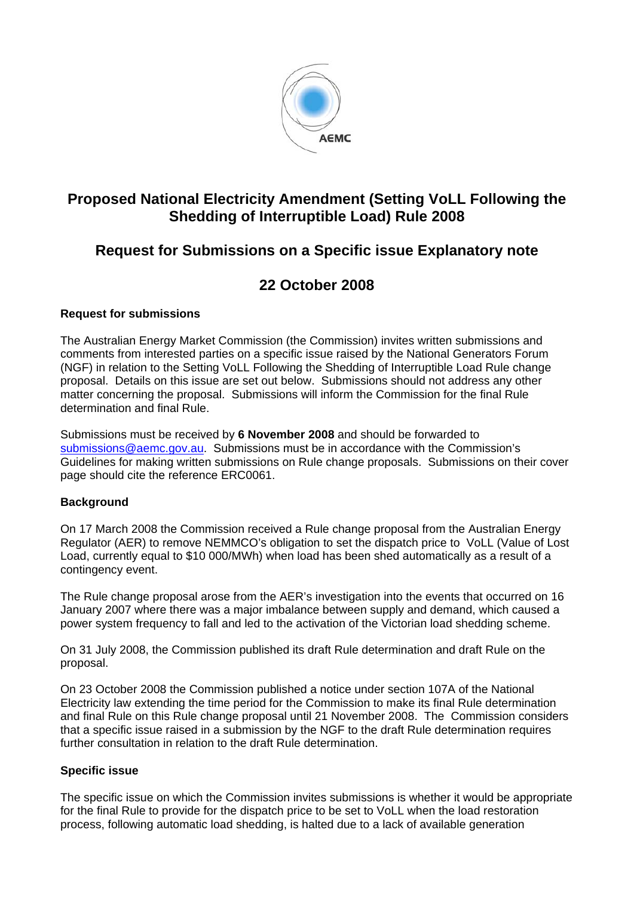AEMC

# Proposed National Electricity Amendment (Setting VoLL Following the Shedding of Interruptible Load) Rule 2008

## Request for Submissions on a Specific issue Explanatory note

## 22 October 2008

**Request for submissions**

The Australian Energy Market Commission (the Commission) invites written submissions and comments from interested parties on a specific issue raised by the National Generators Forum (NGF) in relation to the Setting VoLL Following the Shedding of Interruptible Load Rule change proposal. Details on this issue are set out below. Submissions should not address any other matter concerning the proposal. Submissions will inform the Commission for the final Rule determination and final Rule.

Submissions must be received by **6 November 2008** and should be forwarded to submissions@aemc.gov.au. Submissions must be in accordance with the Commission's Guidelines for making written submissions on Rule change proposals. Submissions on their cover page should cite the reference ERC0061.

**Background**

On 17 March 2008 the Commission received a Rule change proposal from the Australian Energy Regulator (AER) to remove NEMMCO's obligation to set the dispatch price to VoLL (Value of Lost Load, currently equal to $10 000/MWh) when load has been shed automatically as a result of a contingency event.

The Rule change proposal arose from the AER's investigation into the events that occurred on 16 January 2007 where there was a major imbalance between supply and demand, which caused a power system frequency to fall and led to the activation of the Victorian load shedding scheme.

On 31 July 2008, the Commission published its draft Rule determination and draft Rule on the proposal.

On 23 October 2008 the Commission published a notice under section 107A of the National Electricity law extending the time period for the Commission to make its final Rule determination and final Rule on this Rule change proposal until 21 November 2008. The Commission considers that a specific issue raised in a submission by the NGF to the draft Rule determination requires further consultation in relation to the draft Rule determination.

**Specific issue**

The specific issue on which the Commission invites submissions is whether it would be appropriate for the final Rule to provide for the dispatch price to be set to VoLL when the load restoration process, following automatic load shedding, is halted due to a lack of available generation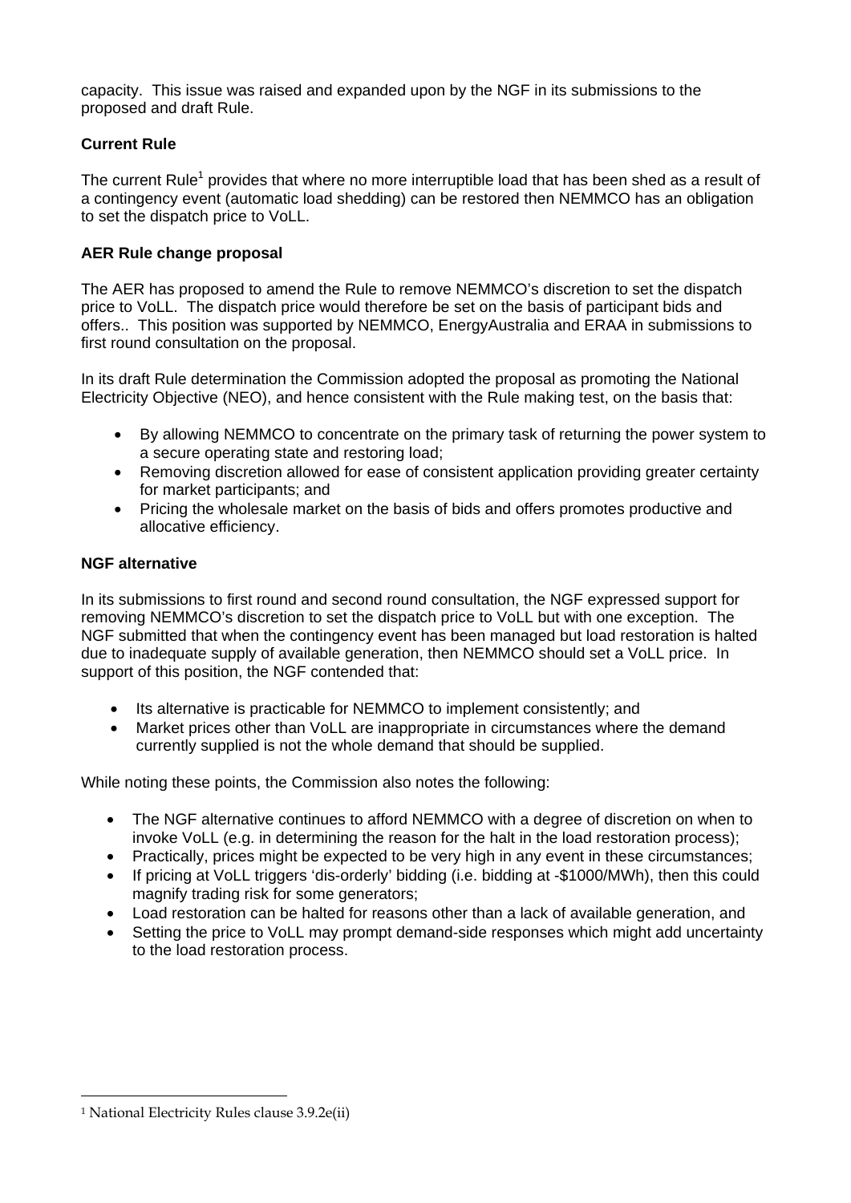capacity. This issue was raised and expanded upon by the NGF in its submissions to the proposed and draft Rule.

**Current Rule**

The current Rule[1] provides that where no more interruptible load that has been shed as a result of a contingency event (automatic load shedding) can be restored then NEMMCO has an obligation to set the dispatch price to VoLL.

**AER Rule change proposal**

The AER has proposed to amend the Rule to remove NEMMCO's discretion to set the dispatch price to VoLL. The dispatch price would therefore be set on the basis of participant bids and offers.. This position was supported by NEMMCO, EnergyAustralia and ERAA in submissions to first round consultation on the proposal.

In its draft Rule determination the Commission adopted the proposal as promoting the National Electricity Objective (NEO), and hence consistent with the Rule making test, on the basis that:

- By allowing NEMMCO to concentrate on the primary task of returning the power system to a secure operating state and restoring load;
- Removing discretion allowed for ease of consistent application providing greater certainty for market participants; and
- Pricing the wholesale market on the basis of bids and offers promotes productive and allocative efficiency.

**NGF alternative**

In its submissions to first round and second round consultation, the NGF expressed support for removing NEMMCO's discretion to set the dispatch price to VoLL but with one exception. The NGF submitted that when the contingency event has been managed but load restoration is halted due to inadequate supply of available generation, then NEMMCO should set a VoLL price. In support of this position, the NGF contended that:

- Its alternative is practicable for NEMMCO to implement consistently; and
- Market prices other than VoLL are inappropriate in circumstances where the demand currently supplied is not the whole demand that should be supplied.

While noting these points, the Commission also notes the following:

- The NGF alternative continues to afford NEMMCO with a degree of discretion on when to invoke VoLL (e.g. in determining the reason for the halt in the load restoration process);
- Practically, prices might be expected to be very high in any event in these circumstances;
- If pricing at VoLL triggers 'dis-orderly' bidding (i.e. bidding at -$1000/MWh), then this could magnify trading risk for some generators;
- Load restoration can be halted for reasons other than a lack of available generation, and
- Setting the price to VoLL may prompt demand-side responses which might add uncertainty to the load restoration process.

[1] National Electricity Rules clause 3.9.2e(ii)